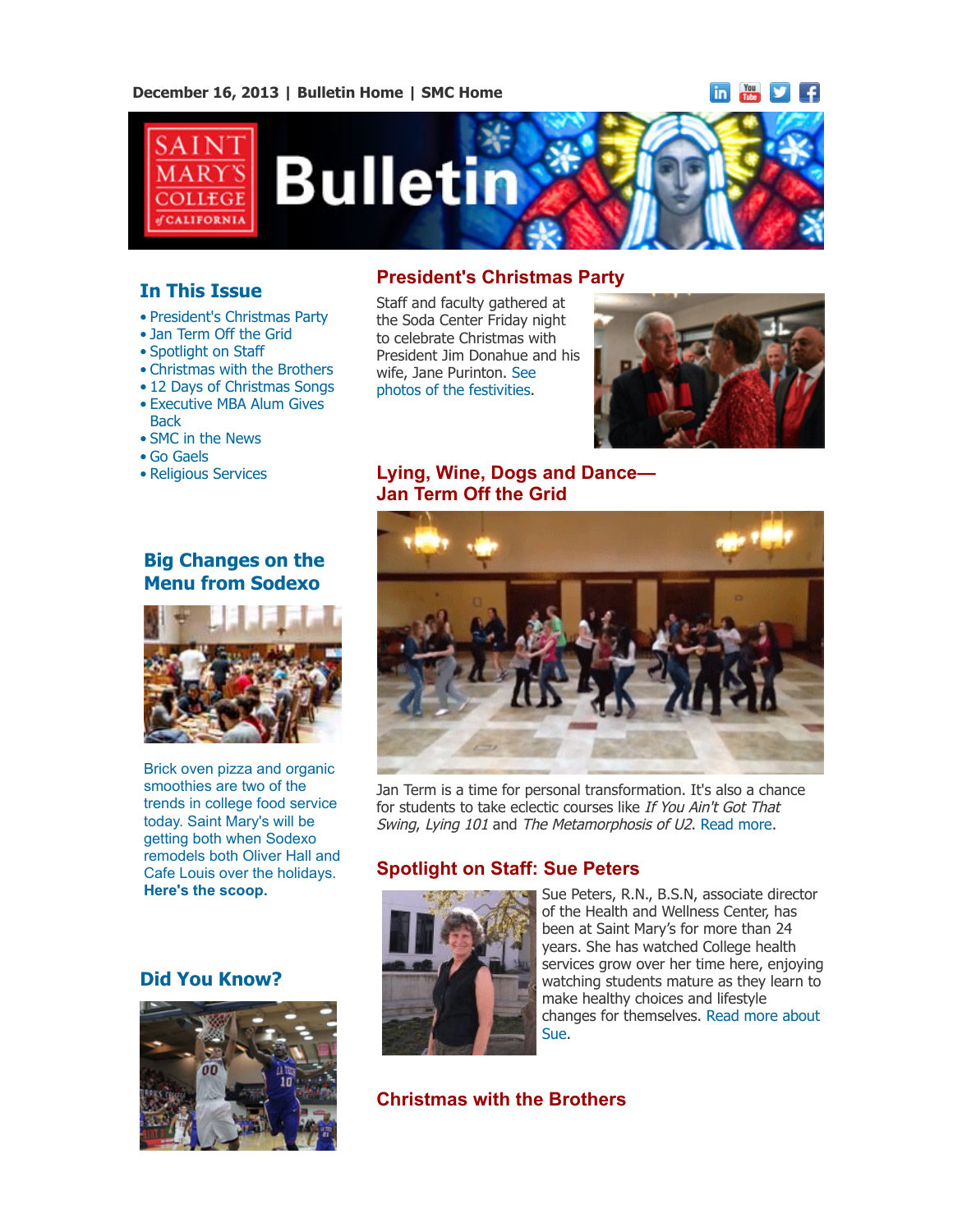December 16, 2013 | Bulletin Home | SMC Home

# Saint Mary's College of California Bulletin

## In This Issue

- President's Christmas Party
- Jan Term Off the Grid
- Spotlight on Staff
- Christmas with the Brothers
- 12 Days of Christmas Songs
- Executive MBA Alum Gives Back
- SMC in the News
- Go Gaels
- Religious Services

## President's Christmas Party

Staff and faculty gathered at the Soda Center Friday night to celebrate Christmas with President Jim Donahue and his wife, Jane Purinton. See photos of the festivities.

## Lying, Wine, Dogs and Dance—Jan Term Off the Grid

Jan Term is a time for personal transformation. It's also a chance for students to take eclectic courses like *If You Ain't Got That Swing*, *Lying 101* and *The Metamorphosis of U2*. Read more.

## Spotlight on Staff: Sue Peters

Sue Peters, R.N., B.S.N, associate director of the Health and Wellness Center, has been at Saint Mary's for more than 24 years. She has watched College health services grow over her time here, enjoying watching students mature as they learn to make healthy choices and lifestyle changes for themselves. Read more about Sue.

## Christmas with the Brothers

## Big Changes on the Menu from Sodexo

Brick oven pizza and organic smoothies are two of the trends in college food service today. Saint Mary's will be getting both when Sodexo remodels both Oliver Hall and Cafe Louis over the holidays. **Here's the scoop.**

## Did You Know?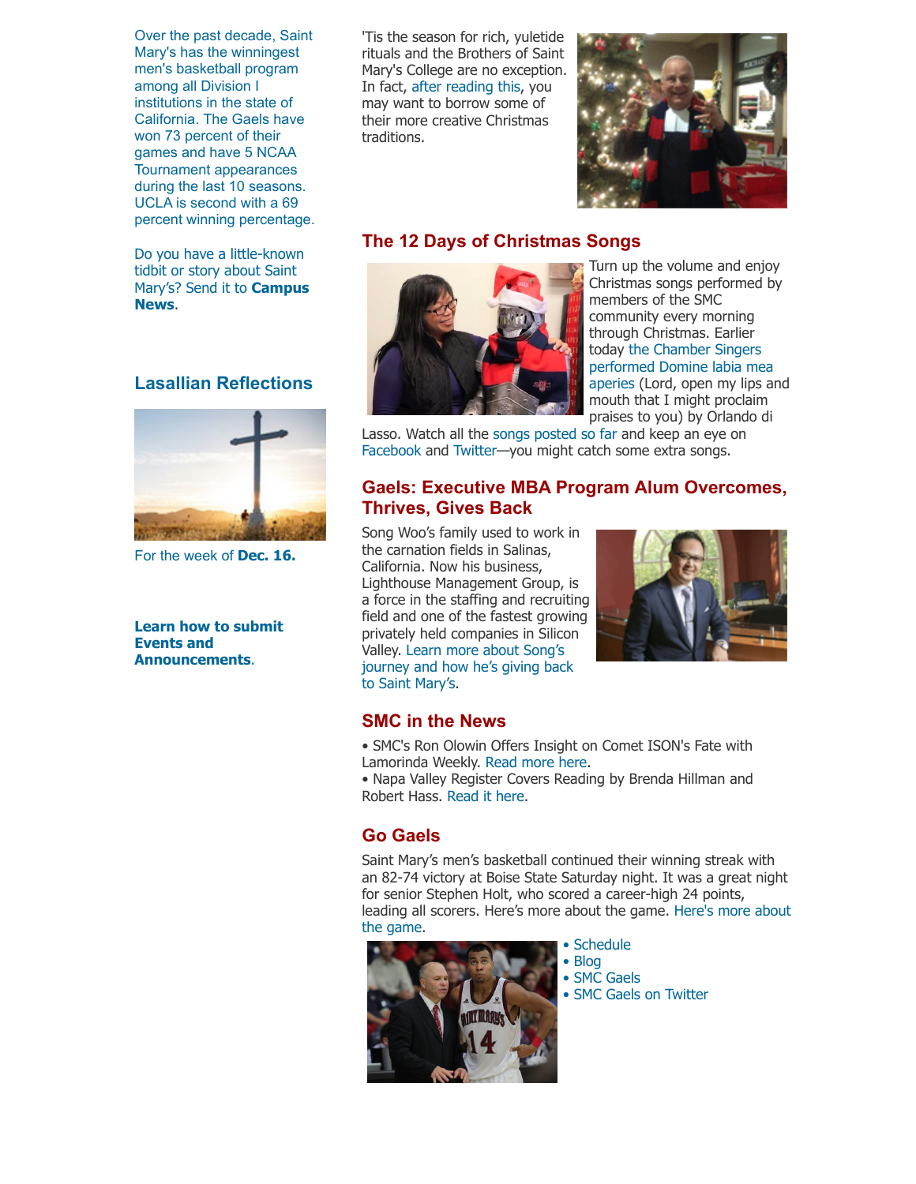Over the past decade, Saint Mary's has the winningest men's basketball program among all Division I institutions in the state of California. The Gaels have won 73 percent of their games and have 5 NCAA Tournament appearances during the last 10 seasons. UCLA is second with a 69 percent winning percentage.

Do you have a little-known tidbit or story about Saint Mary's? Send it to **Campus News**.

## Lasallian Reflections

For the week of **Dec. 16.**

**Learn how to submit Events and Announcements**.

'Tis the season for rich, yuletide rituals and the Brothers of Saint Mary's College are no exception. In fact, after reading this, you may want to borrow some of their more creative Christmas traditions.

## The 12 Days of Christmas Songs

Turn up the volume and enjoy Christmas songs performed by members of the SMC community every morning through Christmas. Earlier today the Chamber Singers performed Domine labia mea aperies (Lord, open my lips and mouth that I might proclaim praises to you) by Orlando di Lasso. Watch all the songs posted so far and keep an eye on Facebook and Twitter—you might catch some extra songs.

## Gaels: Executive MBA Program Alum Overcomes, Thrives, Gives Back

Song Woo's family used to work in the carnation fields in Salinas, California. Now his business, Lighthouse Management Group, is a force in the staffing and recruiting field and one of the fastest growing privately held companies in Silicon Valley. Learn more about Song's journey and how he's giving back to Saint Mary's.

## SMC in the News

- SMC's Ron Olowin Offers Insight on Comet ISON's Fate with Lamorinda Weekly. Read more here.
- Napa Valley Register Covers Reading by Brenda Hillman and Robert Hass. Read it here.

## Go Gaels

Saint Mary's men's basketball continued their winning streak with an 82-74 victory at Boise State Saturday night. It was a great night for senior Stephen Holt, who scored a career-high 24 points, leading all scorers. Here's more about the game. Here's more about the game.

- Schedule
- Blog
- SMC Gaels
- SMC Gaels on Twitter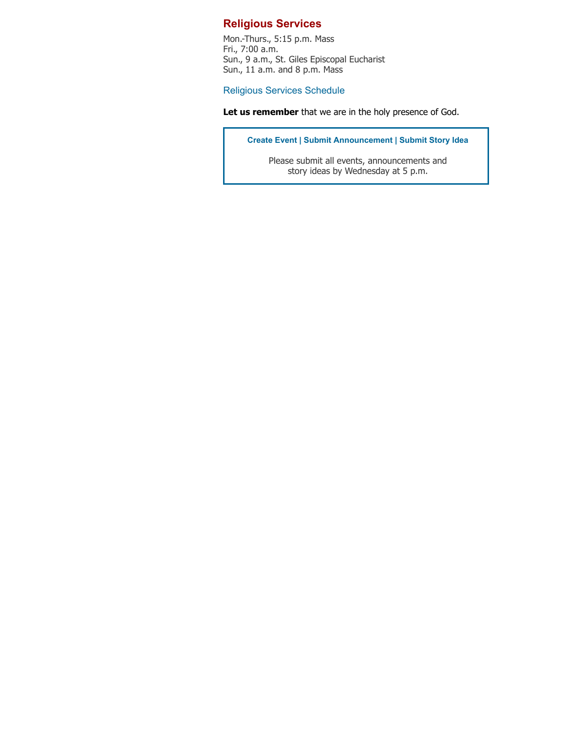## Religious Services

Mon.-Thurs., 5:15 p.m. Mass
Fri., 7:00 a.m.
Sun., 9 a.m., St. Giles Episcopal Eucharist
Sun., 11 a.m. and 8 p.m. Mass

Religious Services Schedule

**Let us remember** that we are in the holy presence of God.

**Create Event | Submit Announcement | Submit Story Idea**

Please submit all events, announcements and story ideas by Wednesday at 5 p.m.